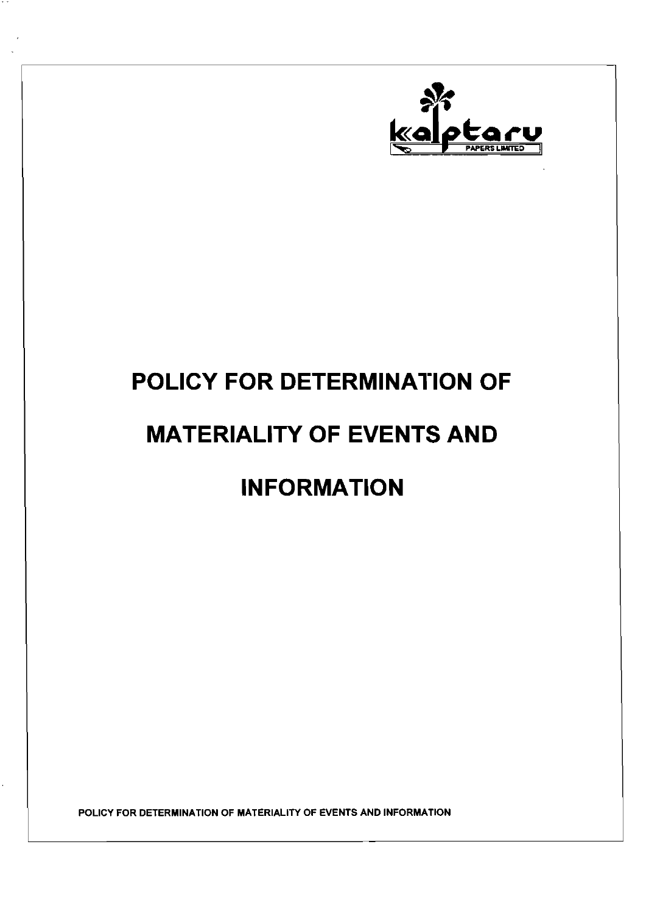kalptaru PAPERS LIMITED

# POLICY FOR DETERMINATION OF MATERIALITY OF EVENTS AND INFORMATION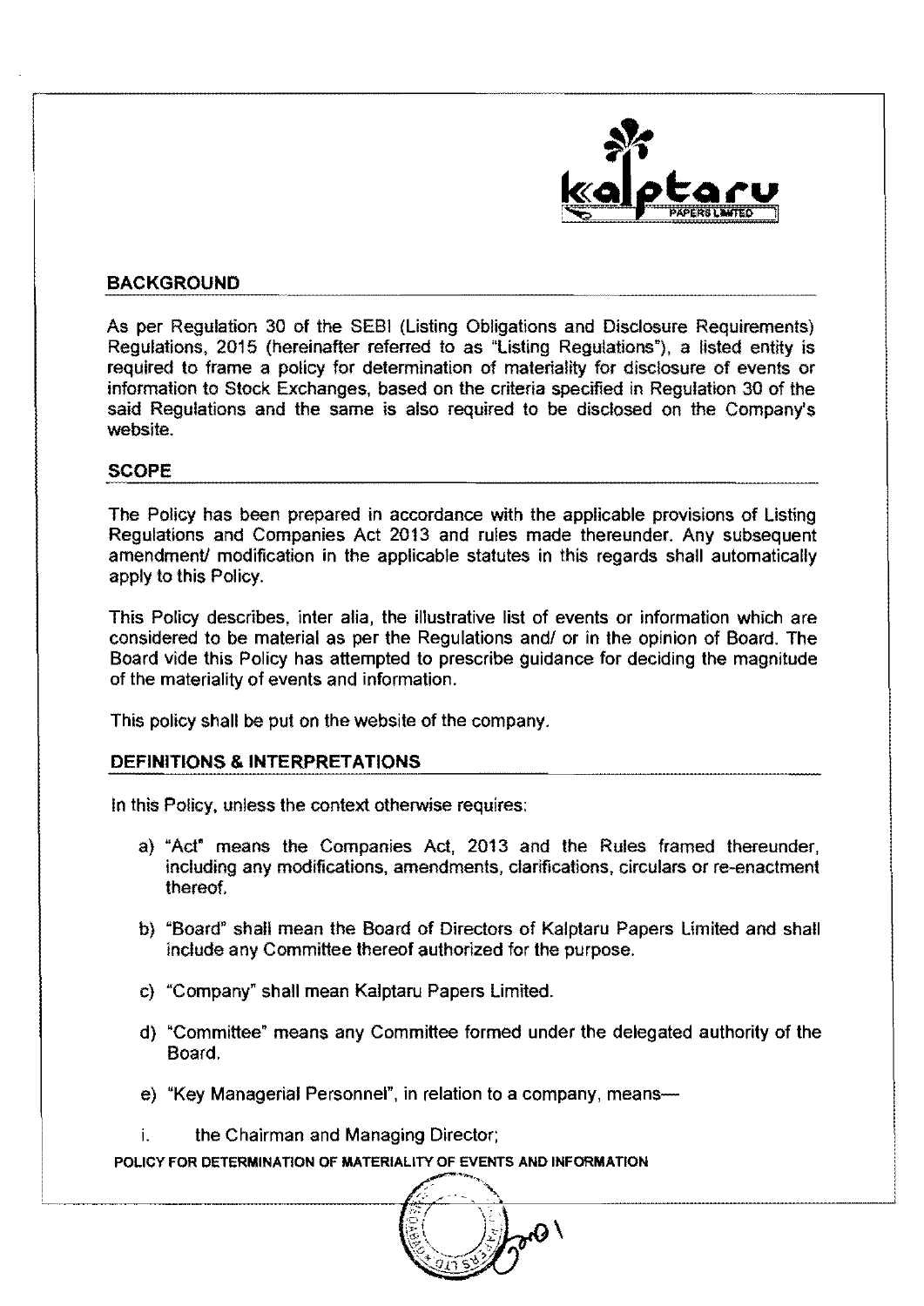## BACKGROUND

As per Regulation 30 of the SEBI (Listing Obligations and Disclosure Requirements) Regulations, 2015 (hereinafter referred to as "Listing Regulations"), a listed entity is required to frame a policy for determination of materiality for disclosure of events or information to Stock Exchanges, based on the criteria specified in Regulation 30 of the said Regulations and the same is also required to be disclosed on the Company's website.

## SCOPE

The Policy has been prepared in accordance with the applicable provisions of Listing Regulations and Companies Act 2013 and rules made thereunder. Any subsequent amendment/ modification in the applicable statutes in this regards shall automatically apply to this Policy.

This Policy describes, inter alia, the illustrative list of events or information which are considered to be material as per the Regulations and/ or in the opinion of Board. The Board vide this Policy has attempted to prescribe guidance for deciding the magnitude of the materiality of events and information.

This policy shall be put on the website of the company.

## DEFINITIONS & INTERPRETATIONS

In this Policy, unless the context otherwise requires:

a) "Act" means the Companies Act, 2013 and the Rules framed thereunder, including any modifications, amendments, clarifications, circulars or re-enactment thereof.

b) "Board" shall mean the Board of Directors of Kalptaru Papers Limited and shall include any Committee thereof authorized for the purpose.

c) "Company" shall mean Kalptaru Papers Limited.

d) "Committee" means any Committee formed under the delegated authority of the Board.

e) "Key Managerial Personnel", in relation to a company, means—

i. the Chairman and Managing Director;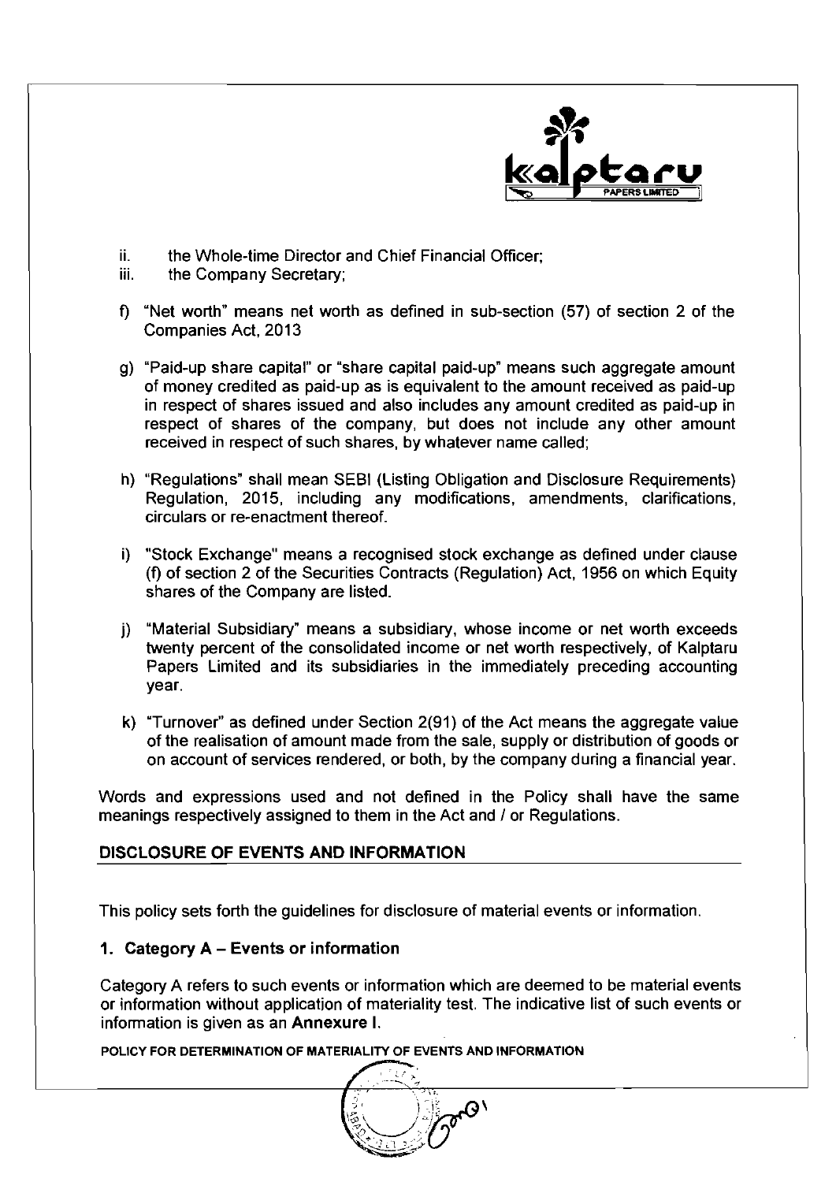ii. the Whole-time Director and Chief Financial Officer;
iii. the Company Secretary;

f) "Net worth" means net worth as defined in sub-section (57) of section 2 of the Companies Act, 2013

g) "Paid-up share capital" or "share capital paid-up" means such aggregate amount of money credited as paid-up as is equivalent to the amount received as paid-up in respect of shares issued and also includes any amount credited as paid-up in respect of shares of the company, but does not include any other amount received in respect of such shares, by whatever name called;

h) "Regulations" shall mean SEBI (Listing Obligation and Disclosure Requirements) Regulation, 2015, including any modifications, amendments, clarifications, circulars or re-enactment thereof.

i) "Stock Exchange" means a recognised stock exchange as defined under clause (f) of section 2 of the Securities Contracts (Regulation) Act, 1956 on which Equity shares of the Company are listed.

j) "Material Subsidiary" means a subsidiary, whose income or net worth exceeds twenty percent of the consolidated income or net worth respectively, of Kalptaru Papers Limited and its subsidiaries in the immediately preceding accounting year.

k) "Turnover" as defined under Section 2(91) of the Act means the aggregate value of the realisation of amount made from the sale, supply or distribution of goods or on account of services rendered, or both, by the company during a financial year.

Words and expressions used and not defined in the Policy shall have the same meanings respectively assigned to them in the Act and / or Regulations.

## DISCLOSURE OF EVENTS AND INFORMATION

This policy sets forth the guidelines for disclosure of material events or information.

### 1. Category A – Events or information

Category A refers to such events or information which are deemed to be material events or information without application of materiality test. The indicative list of such events or information is given as an **Annexure I.**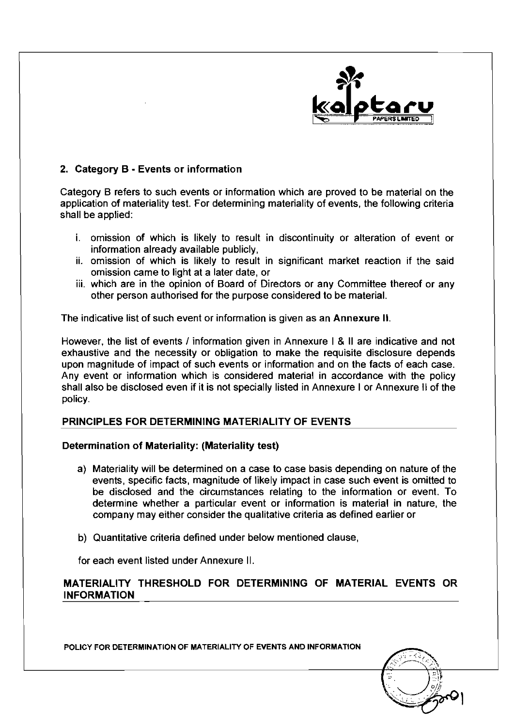## 2. Category B - Events or information

Category B refers to such events or information which are proved to be material on the application of materiality test. For determining materiality of events, the following criteria shall be applied:

i. omission of which is likely to result in discontinuity or alteration of event or information already available publicly,
ii. omission of which is likely to result in significant market reaction if the said omission came to light at a later date, or
iii. which are in the opinion of Board of Directors or any Committee thereof or any other person authorised for the purpose considered to be material.

The indicative list of such event or information is given as an **Annexure II**.

However, the list of events / information given in Annexure I & II are indicative and not exhaustive and the necessity or obligation to make the requisite disclosure depends upon magnitude of impact of such events or information and on the facts of each case. Any event or information which is considered material in accordance with the policy shall also be disclosed even if it is not specially listed in Annexure I or Annexure II of the policy.

## PRINCIPLES FOR DETERMINING MATERIALITY OF EVENTS

### Determination of Materiality: (Materiality test)

a) Materiality will be determined on a case to case basis depending on nature of the events, specific facts, magnitude of likely impact in case such event is omitted to be disclosed and the circumstances relating to the information or event. To determine whether a particular event or information is material in nature, the company may either consider the qualitative criteria as defined earlier or

b) Quantitative criteria defined under below mentioned clause,

for each event listed under Annexure II.

## MATERIALITY THRESHOLD FOR DETERMINING OF MATERIAL EVENTS OR INFORMATION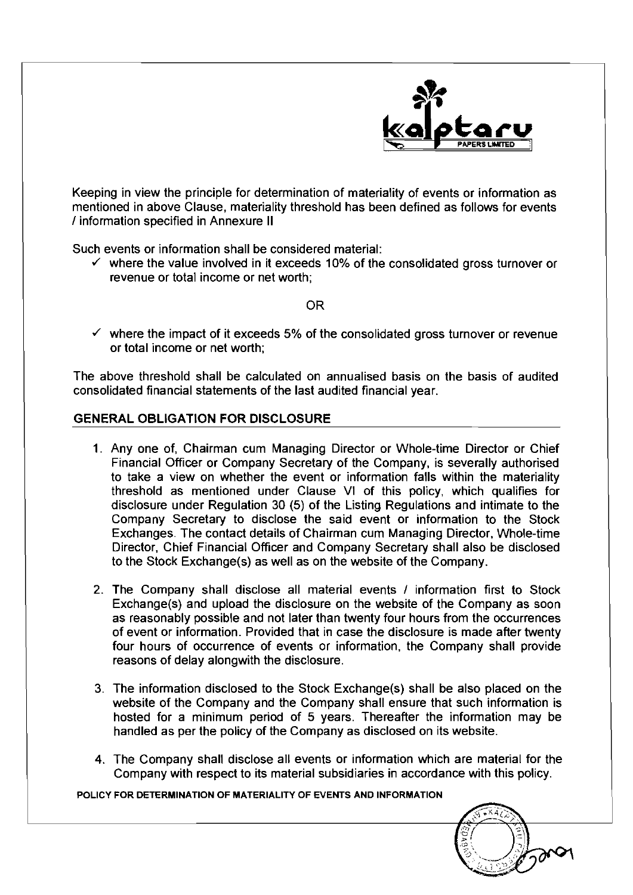Keeping in view the principle for determination of materiality of events or information as mentioned in above Clause, materiality threshold has been defined as follows for events / information specified in Annexure II

Such events or information shall be considered material:

- ✓ where the value involved in it exceeds 10% of the consolidated gross turnover or revenue or total income or net worth;

OR

- ✓ where the impact of it exceeds 5% of the consolidated gross turnover or revenue or total income or net worth;

The above threshold shall be calculated on annualised basis on the basis of audited consolidated financial statements of the last audited financial year.

## GENERAL OBLIGATION FOR DISCLOSURE

1. Any one of, Chairman cum Managing Director or Whole-time Director or Chief Financial Officer or Company Secretary of the Company, is severally authorised to take a view on whether the event or information falls within the materiality threshold as mentioned under Clause VI of this policy, which qualifies for disclosure under Regulation 30 (5) of the Listing Regulations and intimate to the Company Secretary to disclose the said event or information to the Stock Exchanges. The contact details of Chairman cum Managing Director, Whole-time Director, Chief Financial Officer and Company Secretary shall also be disclosed to the Stock Exchange(s) as well as on the website of the Company.

2. The Company shall disclose all material events / information first to Stock Exchange(s) and upload the disclosure on the website of the Company as soon as reasonably possible and not later than twenty four hours from the occurrences of event or information. Provided that in case the disclosure is made after twenty four hours of occurrence of events or information, the Company shall provide reasons of delay alongwith the disclosure.

3. The information disclosed to the Stock Exchange(s) shall be also placed on the website of the Company and the Company shall ensure that such information is hosted for a minimum period of 5 years. Thereafter the information may be handled as per the policy of the Company as disclosed on its website.

4. The Company shall disclose all events or information which are material for the Company with respect to its material subsidiaries in accordance with this policy.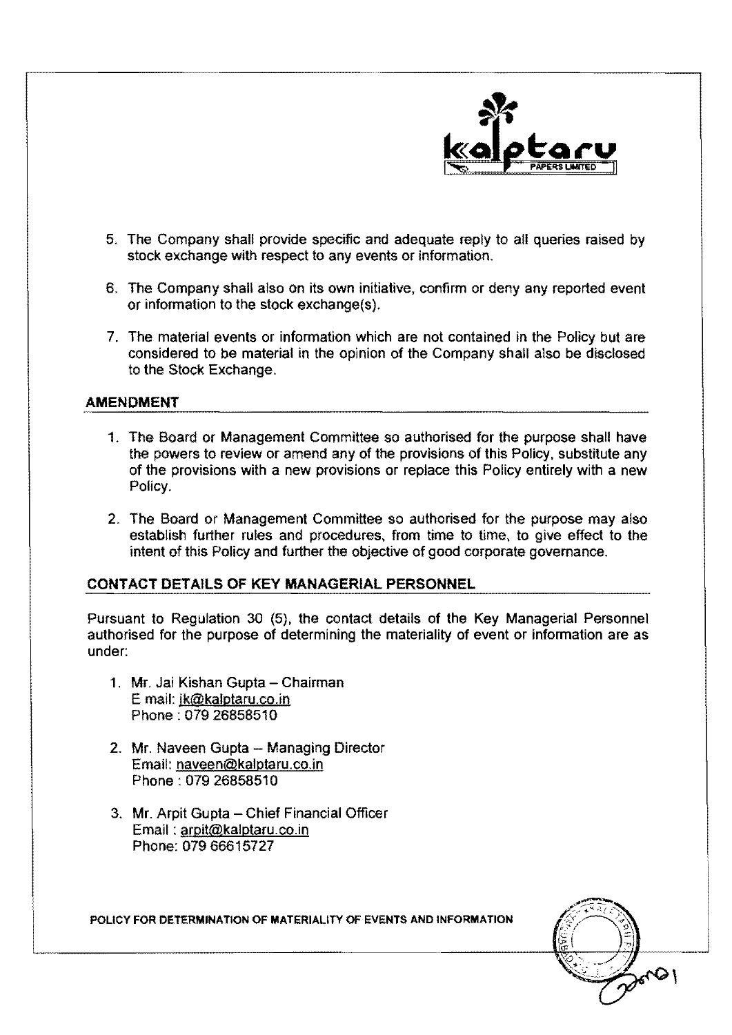5. The Company shall provide specific and adequate reply to all queries raised by stock exchange with respect to any events or information.

6. The Company shall also on its own initiative, confirm or deny any reported event or information to the stock exchange(s).

7. The material events or information which are not contained in the Policy but are considered to be material in the opinion of the Company shall also be disclosed to the Stock Exchange.

## AMENDMENT

1. The Board or Management Committee so authorised for the purpose shall have the powers to review or amend any of the provisions of this Policy, substitute any of the provisions with a new provisions or replace this Policy entirely with a new Policy.

2. The Board or Management Committee so authorised for the purpose may also establish further rules and procedures, from time to time, to give effect to the intent of this Policy and further the objective of good corporate governance.

## CONTACT DETAILS OF KEY MANAGERIAL PERSONNEL

Pursuant to Regulation 30 (5), the contact details of the Key Managerial Personnel authorised for the purpose of determining the materiality of event or information are as under:

1. Mr. Jai Kishan Gupta – Chairman
   E mail: jk@kalptaru.co.in
   Phone : 079 26858510

2. Mr. Naveen Gupta – Managing Director
   Email: naveen@kalptaru.co.in
   Phone : 079 26858510

3. Mr. Arpit Gupta – Chief Financial Officer
   Email : arpit@kalptaru.co.in
   Phone: 079 66615727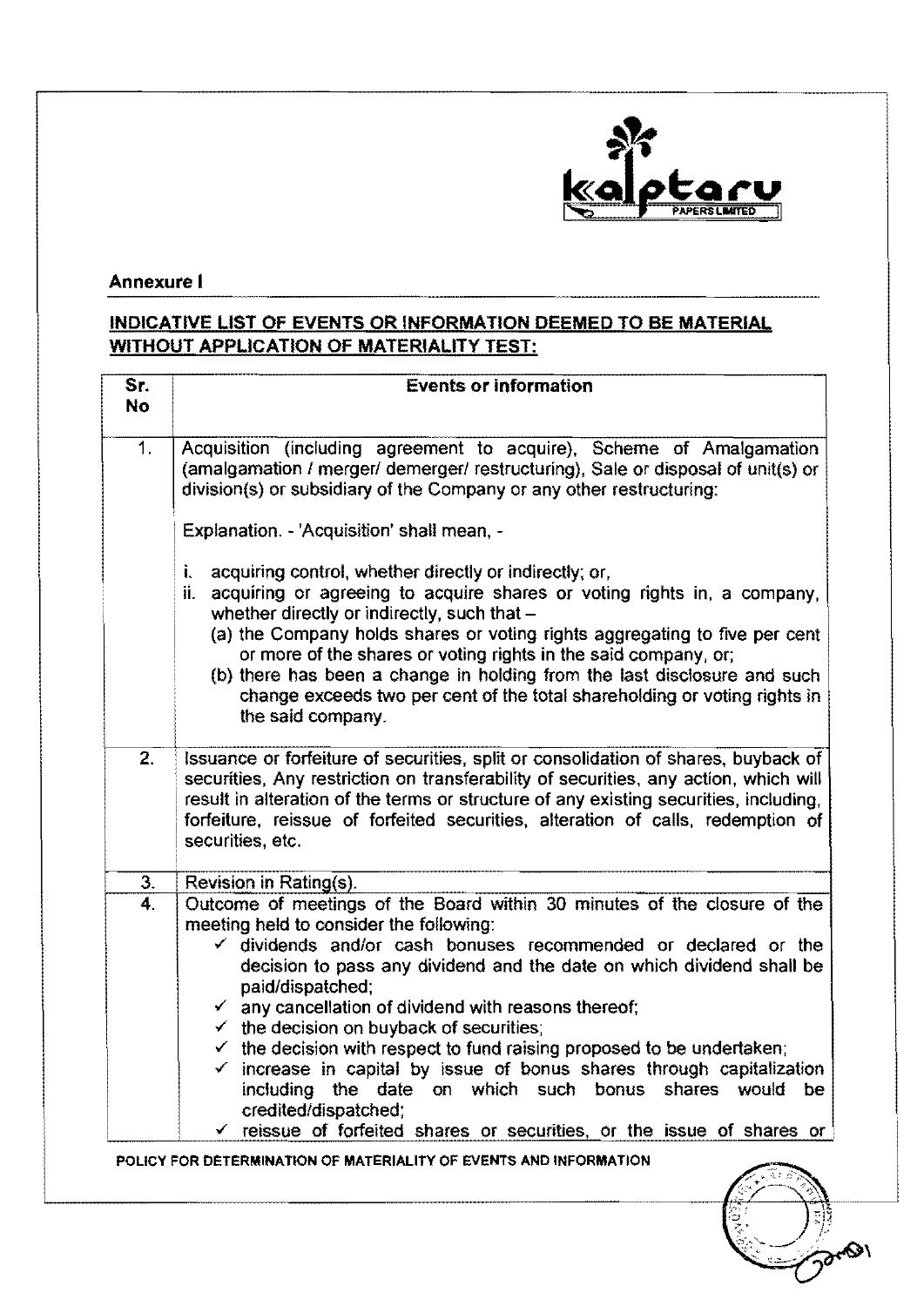## Annexure I

### INDICATIVE LIST OF EVENTS OR INFORMATION DEEMED TO BE MATERIAL WITHOUT APPLICATION OF MATERIALITY TEST:

| Sr. No | Events or information |
|---|---|
| 1. | Acquisition (including agreement to acquire), Scheme of Amalgamation (amalgamation / merger/ demerger/ restructuring), Sale or disposal of unit(s) or division(s) or subsidiary of the Company or any other restructuring:<br><br>Explanation. - 'Acquisition' shall mean, -<br><br>i. acquiring control, whether directly or indirectly; or,<br>ii. acquiring or agreeing to acquire shares or voting rights in, a company, whether directly or indirectly, such that –<br>(a) the Company holds shares or voting rights aggregating to five per cent or more of the shares or voting rights in the said company, or;<br>(b) there has been a change in holding from the last disclosure and such change exceeds two per cent of the total shareholding or voting rights in the said company. |
| 2. | Issuance or forfeiture of securities, split or consolidation of shares, buyback of securities, Any restriction on transferability of securities, any action, which will result in alteration of the terms or structure of any existing securities, including, forfeiture, reissue of forfeited securities, alteration of calls, redemption of securities, etc. |
| 3. | Revision in Rating(s). |
| 4. | Outcome of meetings of the Board within 30 minutes of the closure of the meeting held to consider the following:<br>✓ dividends and/or cash bonuses recommended or declared or the decision to pass any dividend and the date on which dividend shall be paid/dispatched;<br>✓ any cancellation of dividend with reasons thereof;<br>✓ the decision on buyback of securities;<br>✓ the decision with respect to fund raising proposed to be undertaken;<br>✓ increase in capital by issue of bonus shares through capitalization including the date on which such bonus shares would be credited/dispatched;<br>✓ reissue of forfeited shares or securities, or the issue of shares or |

POLICY FOR DETERMINATION OF MATERIALITY OF EVENTS AND INFORMATION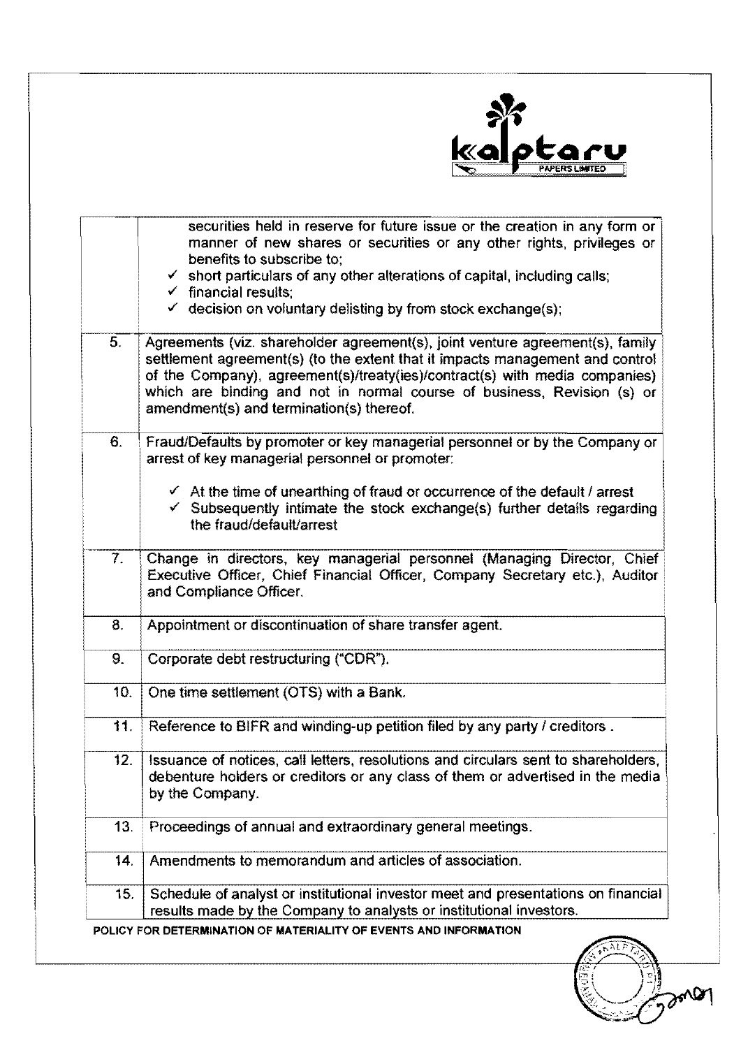| | |
|---|---|
| | securities held in reserve for future issue or the creation in any form or manner of new shares or securities or any other rights, privileges or benefits to subscribe to;<br>✓ short particulars of any other alterations of capital, including calls;<br>✓ financial results;<br>✓ decision on voluntary delisting by from stock exchange(s); |
| 5. | Agreements (viz. shareholder agreement(s), joint venture agreement(s), family settlement agreement(s) (to the extent that it impacts management and control of the Company), agreement(s)/treaty(ies)/contract(s) with media companies) which are binding and not in normal course of business, Revision (s) or amendment(s) and termination(s) thereof. |
| 6. | Fraud/Defaults by promoter or key managerial personnel or by the Company or arrest of key managerial personnel or promoter:<br>✓ At the time of unearthing of fraud or occurrence of the default / arrest<br>✓ Subsequently intimate the stock exchange(s) further details regarding the fraud/default/arrest |
| 7. | Change in directors, key managerial personnel (Managing Director, Chief Executive Officer, Chief Financial Officer, Company Secretary etc.), Auditor and Compliance Officer. |
| 8. | Appointment or discontinuation of share transfer agent. |
| 9. | Corporate debt restructuring ("CDR"). |
| 10. | One time settlement (OTS) with a Bank. |
| 11. | Reference to BIFR and winding-up petition filed by any party / creditors . |
| 12. | Issuance of notices, call letters, resolutions and circulars sent to shareholders, debenture holders or creditors or any class of them or advertised in the media by the Company. |
| 13. | Proceedings of annual and extraordinary general meetings. |
| 14. | Amendments to memorandum and articles of association. |
| 15. | Schedule of analyst or institutional investor meet and presentations on financial results made by the Company to analysts or institutional investors. |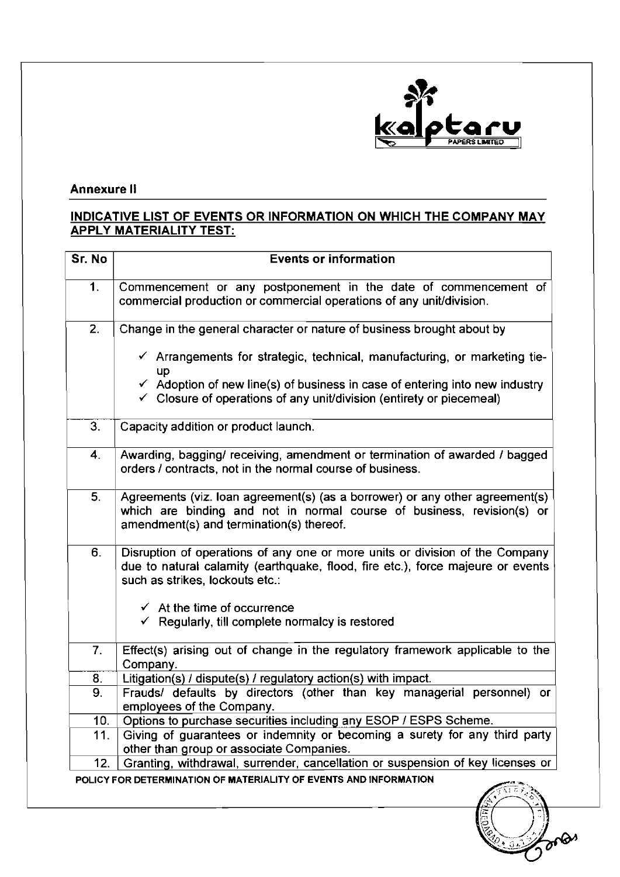## Annexure II

### INDICATIVE LIST OF EVENTS OR INFORMATION ON WHICH THE COMPANY MAY APPLY MATERIALITY TEST:

| Sr. No | Events or information |
|---|---|
| 1. | Commencement or any postponement in the date of commencement of commercial production or commercial operations of any unit/division. |
| 2. | Change in the general character or nature of business brought about by<br>✓ Arrangements for strategic, technical, manufacturing, or marketing tie-up<br>✓ Adoption of new line(s) of business in case of entering into new industry<br>✓ Closure of operations of any unit/division (entirety or piecemeal) |
| 3. | Capacity addition or product launch. |
| 4. | Awarding, bagging/ receiving, amendment or termination of awarded / bagged orders / contracts, not in the normal course of business. |
| 5. | Agreements (viz. loan agreement(s) (as a borrower) or any other agreement(s) which are binding and not in normal course of business, revision(s) or amendment(s) and termination(s) thereof. |
| 6. | Disruption of operations of any one or more units or division of the Company due to natural calamity (earthquake, flood, fire etc.), force majeure or events such as strikes, lockouts etc.:<br>✓ At the time of occurrence<br>✓ Regularly, till complete normalcy is restored |
| 7. | Effect(s) arising out of change in the regulatory framework applicable to the Company. |
| 8. | Litigation(s) / dispute(s) / regulatory action(s) with impact. |
| 9. | Frauds/ defaults by directors (other than key managerial personnel) or employees of the Company. |
| 10. | Options to purchase securities including any ESOP / ESPS Scheme. |
| 11. | Giving of guarantees or indemnity or becoming a surety for any third party other than group or associate Companies. |
| 12. | Granting, withdrawal, surrender, cancellation or suspension of key licenses or |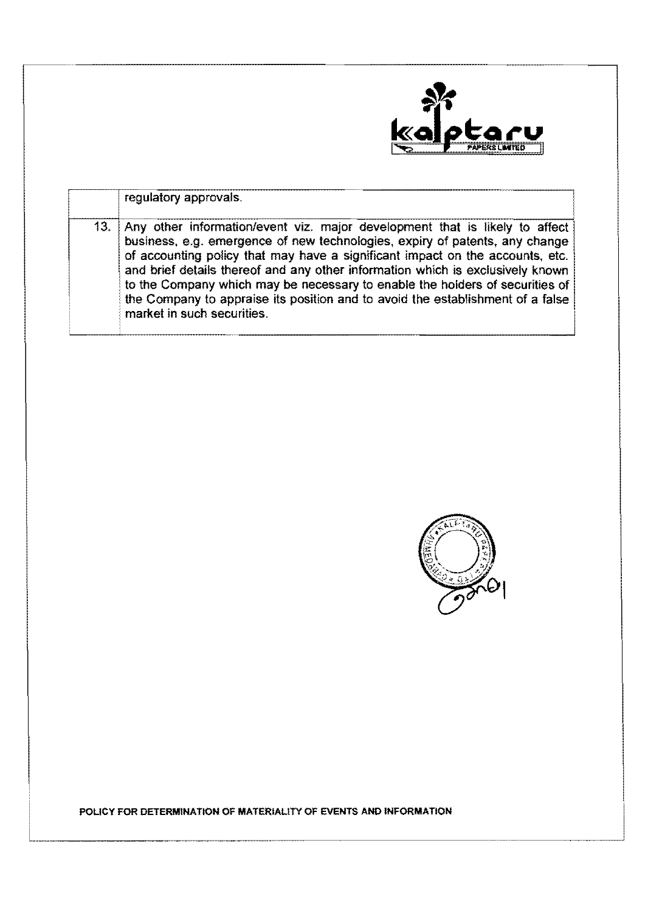| | |
|---|---|
| | regulatory approvals. |
| 13. | Any other information/event viz. major development that is likely to affect business, e.g. emergence of new technologies, expiry of patents, any change of accounting policy that may have a significant impact on the accounts, etc. and brief details thereof and any other information which is exclusively known to the Company which may be necessary to enable the holders of securities of the Company to appraise its position and to avoid the establishment of a false market in such securities. |